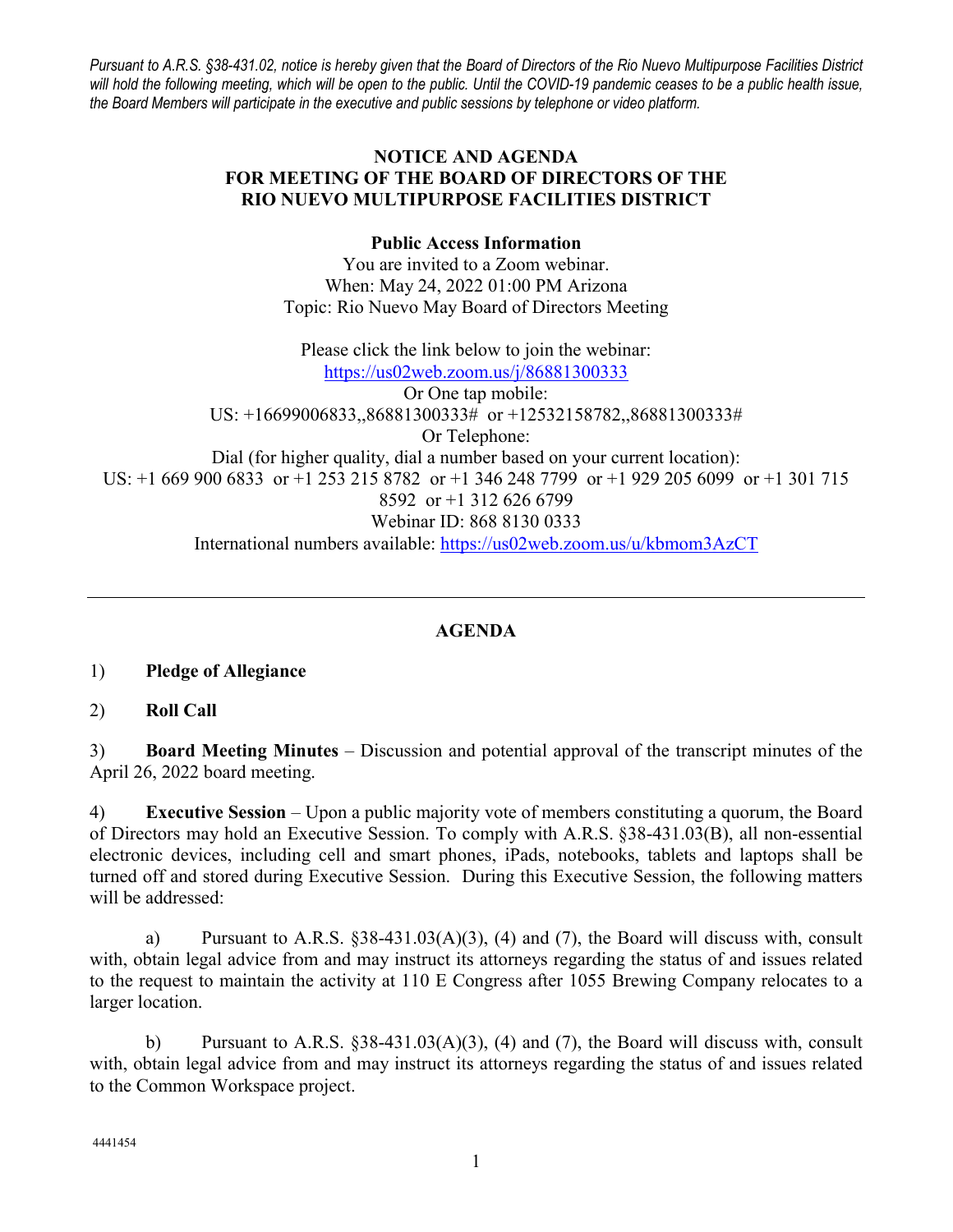*Pursuant to A.R.S. §38-431.02, notice is hereby given that the Board of Directors of the Rio Nuevo Multipurpose Facilities District will hold the following meeting, which will be open to the public. Until the COVID-19 pandemic ceases to be a public health issue, the Board Members will participate in the executive and public sessions by telephone or video platform.*

# NOTICE AND AGENDA FOR MEETING OF THE BOARD OF DIRECTORS OF THE RIO NUEVO MULTIPURPOSE FACILITIES DISTRICT

**Public Access Information**

You are invited to a Zoom webinar.
When: May 24, 2022 01:00 PM Arizona
Topic: Rio Nuevo May Board of Directors Meeting

Please click the link below to join the webinar:
https://us02web.zoom.us/j/86881300333
Or One tap mobile:
US: +16699006833,,86881300333# or +12532158782,,86881300333#
Or Telephone:
Dial (for higher quality, dial a number based on your current location):
US: +1 669 900 6833 or +1 253 215 8782 or +1 346 248 7799 or +1 929 205 6099 or +1 301 715 8592 or +1 312 626 6799
Webinar ID: 868 8130 0333
International numbers available: https://us02web.zoom.us/u/kbmom3AzCT

---

## AGENDA

1) **Pledge of Allegiance**

2) **Roll Call**

3) **Board Meeting Minutes** – Discussion and potential approval of the transcript minutes of the April 26, 2022 board meeting.

4) **Executive Session** – Upon a public majority vote of members constituting a quorum, the Board of Directors may hold an Executive Session. To comply with A.R.S. §38-431.03(B), all non-essential electronic devices, including cell and smart phones, iPads, notebooks, tablets and laptops shall be turned off and stored during Executive Session. During this Executive Session, the following matters will be addressed:

a) Pursuant to A.R.S. §38-431.03(A)(3), (4) and (7), the Board will discuss with, consult with, obtain legal advice from and may instruct its attorneys regarding the status of and issues related to the request to maintain the activity at 110 E Congress after 1055 Brewing Company relocates to a larger location.

b) Pursuant to A.R.S. §38-431.03(A)(3), (4) and (7), the Board will discuss with, consult with, obtain legal advice from and may instruct its attorneys regarding the status of and issues related to the Common Workspace project.

4441454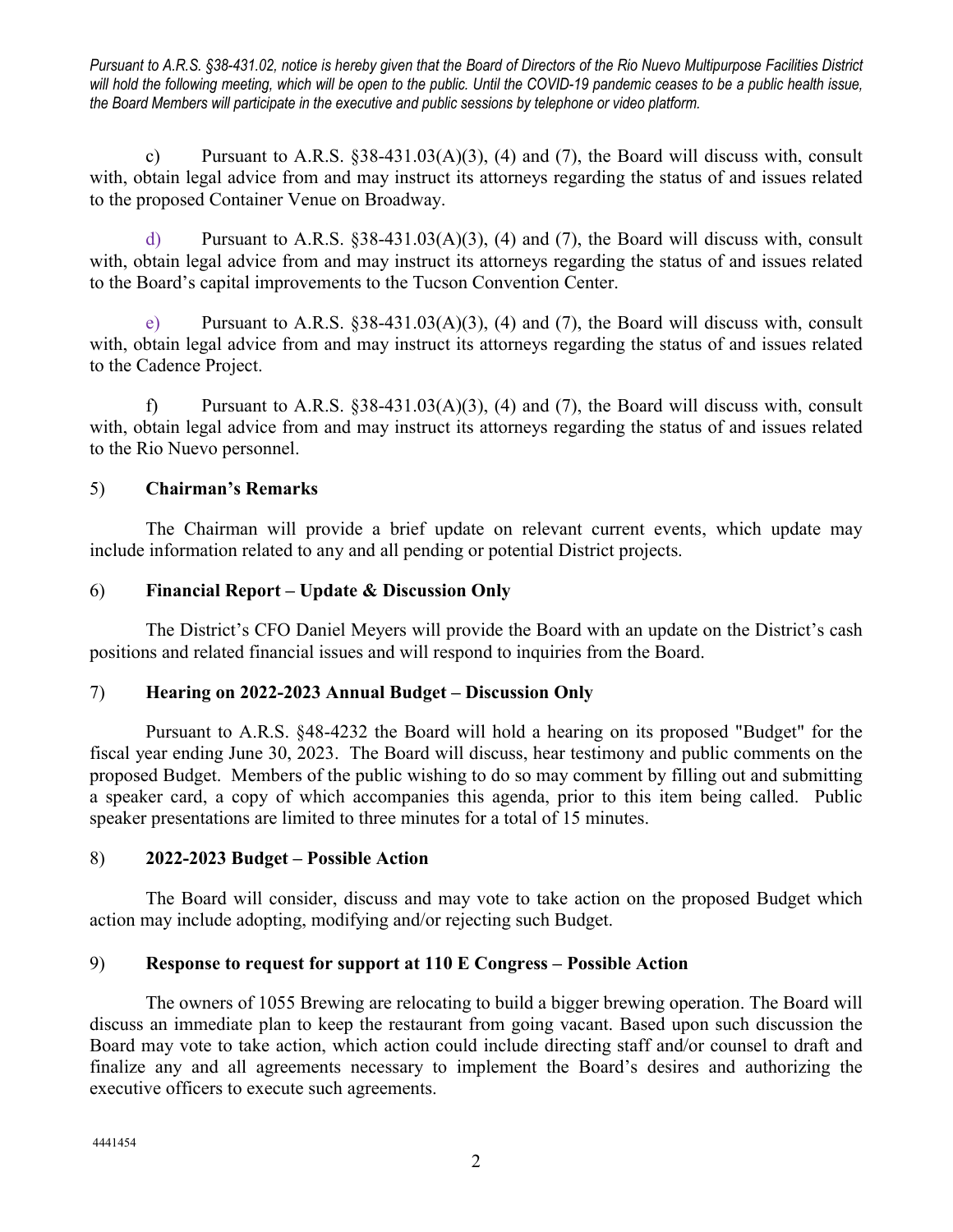*Pursuant to A.R.S. §38-431.02, notice is hereby given that the Board of Directors of the Rio Nuevo Multipurpose Facilities District will hold the following meeting, which will be open to the public. Until the COVID-19 pandemic ceases to be a public health issue, the Board Members will participate in the executive and public sessions by telephone or video platform.*

c) Pursuant to A.R.S. §38-431.03(A)(3), (4) and (7), the Board will discuss with, consult with, obtain legal advice from and may instruct its attorneys regarding the status of and issues related to the proposed Container Venue on Broadway.

d) Pursuant to A.R.S. §38-431.03(A)(3), (4) and (7), the Board will discuss with, consult with, obtain legal advice from and may instruct its attorneys regarding the status of and issues related to the Board's capital improvements to the Tucson Convention Center.

e) Pursuant to A.R.S. §38-431.03(A)(3), (4) and (7), the Board will discuss with, consult with, obtain legal advice from and may instruct its attorneys regarding the status of and issues related to the Cadence Project.

f) Pursuant to A.R.S. §38-431.03(A)(3), (4) and (7), the Board will discuss with, consult with, obtain legal advice from and may instruct its attorneys regarding the status of and issues related to the Rio Nuevo personnel.

5) **Chairman's Remarks**

The Chairman will provide a brief update on relevant current events, which update may include information related to any and all pending or potential District projects.

6) **Financial Report – Update & Discussion Only**

The District's CFO Daniel Meyers will provide the Board with an update on the District's cash positions and related financial issues and will respond to inquiries from the Board.

7) **Hearing on 2022-2023 Annual Budget – Discussion Only**

Pursuant to A.R.S. §48-4232 the Board will hold a hearing on its proposed "Budget" for the fiscal year ending June 30, 2023. The Board will discuss, hear testimony and public comments on the proposed Budget. Members of the public wishing to do so may comment by filling out and submitting a speaker card, a copy of which accompanies this agenda, prior to this item being called. Public speaker presentations are limited to three minutes for a total of 15 minutes.

8) **2022-2023 Budget – Possible Action**

The Board will consider, discuss and may vote to take action on the proposed Budget which action may include adopting, modifying and/or rejecting such Budget.

9) **Response to request for support at 110 E Congress – Possible Action**

The owners of 1055 Brewing are relocating to build a bigger brewing operation. The Board will discuss an immediate plan to keep the restaurant from going vacant. Based upon such discussion the Board may vote to take action, which action could include directing staff and/or counsel to draft and finalize any and all agreements necessary to implement the Board's desires and authorizing the executive officers to execute such agreements.

4441454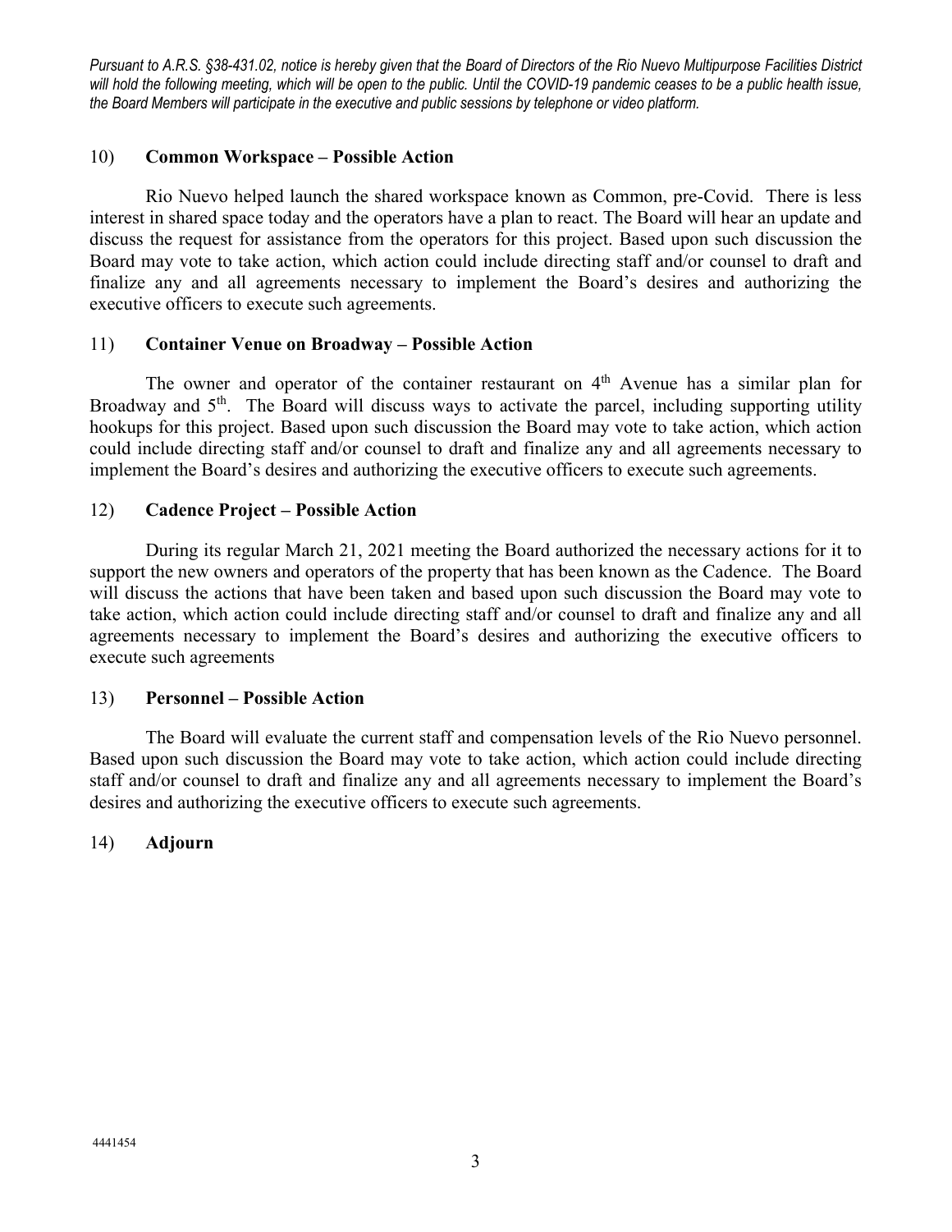*Pursuant to A.R.S. §38-431.02, notice is hereby given that the Board of Directors of the Rio Nuevo Multipurpose Facilities District will hold the following meeting, which will be open to the public. Until the COVID-19 pandemic ceases to be a public health issue, the Board Members will participate in the executive and public sessions by telephone or video platform.*

10) **Common Workspace – Possible Action**

Rio Nuevo helped launch the shared workspace known as Common, pre-Covid. There is less interest in shared space today and the operators have a plan to react. The Board will hear an update and discuss the request for assistance from the operators for this project. Based upon such discussion the Board may vote to take action, which action could include directing staff and/or counsel to draft and finalize any and all agreements necessary to implement the Board's desires and authorizing the executive officers to execute such agreements.

11) **Container Venue on Broadway – Possible Action**

The owner and operator of the container restaurant on 4th Avenue has a similar plan for Broadway and 5th. The Board will discuss ways to activate the parcel, including supporting utility hookups for this project. Based upon such discussion the Board may vote to take action, which action could include directing staff and/or counsel to draft and finalize any and all agreements necessary to implement the Board's desires and authorizing the executive officers to execute such agreements.

12) **Cadence Project – Possible Action**

During its regular March 21, 2021 meeting the Board authorized the necessary actions for it to support the new owners and operators of the property that has been known as the Cadence. The Board will discuss the actions that have been taken and based upon such discussion the Board may vote to take action, which action could include directing staff and/or counsel to draft and finalize any and all agreements necessary to implement the Board's desires and authorizing the executive officers to execute such agreements

13) **Personnel – Possible Action**

The Board will evaluate the current staff and compensation levels of the Rio Nuevo personnel. Based upon such discussion the Board may vote to take action, which action could include directing staff and/or counsel to draft and finalize any and all agreements necessary to implement the Board's desires and authorizing the executive officers to execute such agreements.

14) **Adjourn**

4441454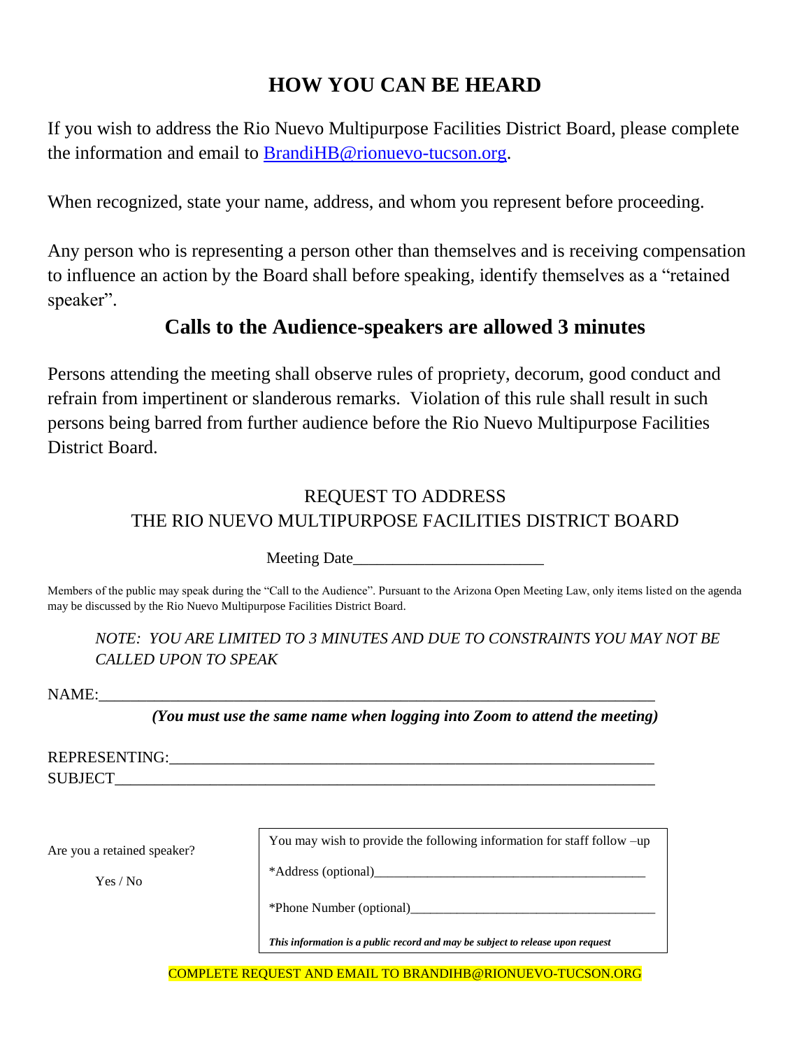# HOW YOU CAN BE HEARD

If you wish to address the Rio Nuevo Multipurpose Facilities District Board, please complete the information and email to BrandiHB@rionuevo-tucson.org.

When recognized, state your name, address, and whom you represent before proceeding.

Any person who is representing a person other than themselves and is receiving compensation to influence an action by the Board shall before speaking, identify themselves as a "retained speaker".

## Calls to the Audience-speakers are allowed 3 minutes

Persons attending the meeting shall observe rules of propriety, decorum, good conduct and refrain from impertinent or slanderous remarks. Violation of this rule shall result in such persons being barred from further audience before the Rio Nuevo Multipurpose Facilities District Board.

REQUEST TO ADDRESS
THE RIO NUEVO MULTIPURPOSE FACILITIES DISTRICT BOARD

Meeting Date_______________________

Members of the public may speak during the "Call to the Audience". Pursuant to the Arizona Open Meeting Law, only items listed on the agenda may be discussed by the Rio Nuevo Multipurpose Facilities District Board.

*NOTE: YOU ARE LIMITED TO 3 MINUTES AND DUE TO CONSTRAINTS YOU MAY NOT BE CALLED UPON TO SPEAK*

NAME:_______________________________________________________________________

***(You must use the same name when logging into Zoom to attend the meeting)***

REPRESENTING:_______________________________________________________________

SUBJECT_____________________________________________________________________

Are you a retained speaker?

Yes / No

You may wish to provide the following information for staff follow –up

*Address (optional)_______________________________________

*Phone Number (optional)_____________________________________

***This information is a public record and may be subject to release upon request***

COMPLETE REQUEST AND EMAIL TO BRANDIHB@RIONUEVO-TUCSON.ORG